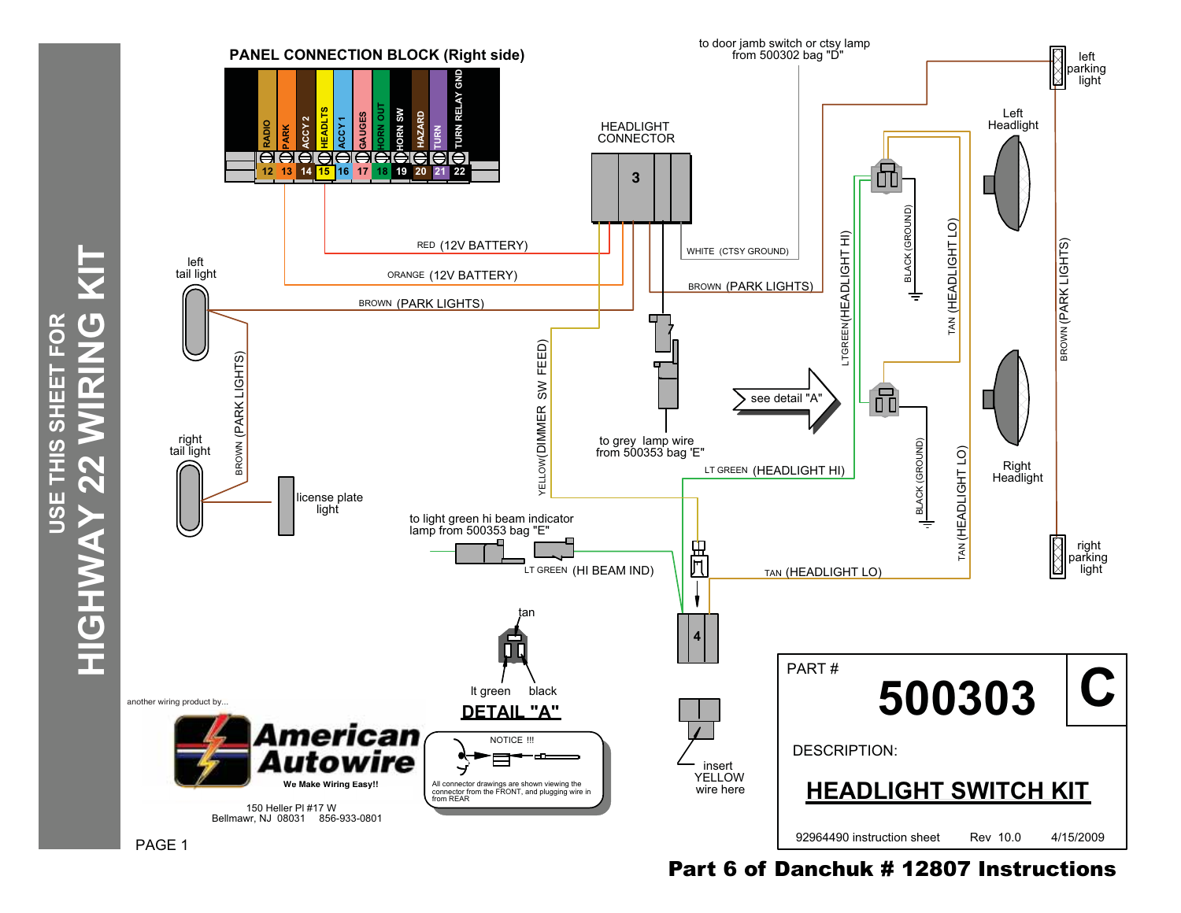# USE THIS SHEET FOR HIGHWAY 22 WIRING KIT

## PANEL CONNECTION BLOCK (Right side)

| 12 | 13 | 14 | 15 | 16 | 17 | 18 | 19 | 20 | 21 | 22 |
|---|---|---|---|---|---|---|---|---|---|---|
| RADIO | PARK | ACCY 2 | HEADLTS | ACCY 1 | GAUGES | HORN OUT | HORN SW | HAZARD | TURN | TURN RELAY GND |

HEADLIGHT CONNECTOR

3

RED (12V BATTERY)

ORANGE (12V BATTERY)

BROWN (PARK LIGHTS)

WHITE (CTSY GROUND)

BROWN (PARK LIGHTS)

to door jamb switch or ctsy lamp from 500302 bag "D"

left parking light

Left Headlight

Right Headlight

right parking light

left tail light

right tail light

BROWN (PARK LIGHTS)

license plate light

YELLOW(DIMMER SW FEED)

to grey lamp wire from 500353 bag 'E"

see detail "A"

LTGREEN(HEADLIGHT HI)

BLACK (GROUND)

TAN (HEADLIGHT LO)

BROWN (PARK LIGHTS)

LT GREEN (HEADLIGHT HI)

BLACK (GROUND)

TAN (HEADLIGHT LO)

to light green hi beam indicator lamp from 500353 bag "E"

LT GREEN (HI BEAM IND)

TAN (HEADLIGHT LO)

4

tan

lt green

black

**DETAIL "A"**

insert YELLOW wire here

NOTICE !!!

All connector drawings are shown viewing the connector from the FRONT, and plugging wire in from REAR

another wiring product by...

**American Autowire**

We Make Wiring Easy!!

150 Heller Pl #17 W
Bellmawr, NJ 08031 856-933-0801

PAGE 1

PART # **500303** **C**

DESCRIPTION:

**HEADLIGHT SWITCH KIT**

92964490 instruction sheet Rev 10.0 4/15/2009

**Part 6 of Danchuk # 12807 Instructions**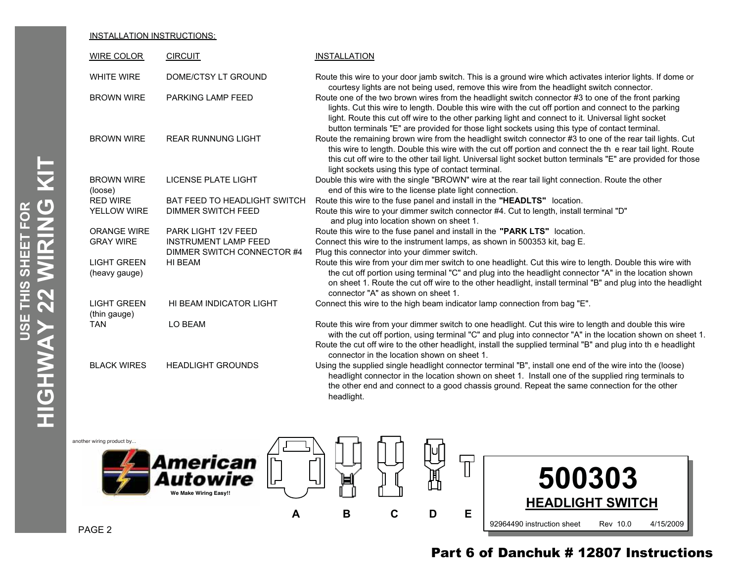USE THIS SHEET FOR
# HIGHWAY 22 WIRING KIT

INSTALLATION INSTRUCTIONS:

| WIRE COLOR | CIRCUIT | INSTALLATION |
|---|---|---|
| WHITE WIRE | DOME/CTSY LT GROUND | Route this wire to your door jamb switch. This is a ground wire which activates interior lights. If dome or courtesy lights are not being used, remove this wire from the headlight switch connector. |
| BROWN WIRE | PARKING LAMP FEED | Route one of the two brown wires from the headlight switch connector #3 to one of the front parking lights. Cut this wire to length. Double this wire with the cut off portion and connect to the parking light. Route this cut off wire to the other parking light and connect to it. Universal light socket button terminals "E" are provided for those light sockets using this type of contact terminal. |
| BROWN WIRE | REAR RUNNUNG LIGHT | Route the remaining brown wire from the headlight switch connector #3 to one of the rear tail lights. Cut this wire to length. Double this wire with the cut off portion and connect the th e rear tail light. Route this cut off wire to the other tail light. Universal light socket button terminals "E" are provided for those light sockets using this type of contact terminal. |
| BROWN WIRE (loose) | LICENSE PLATE LIGHT | Double this wire with the single "BROWN" wire at the rear tail light connection. Route the other end of this wire to the license plate light connection. |
| RED WIRE | BAT FEED TO HEADLIGHT SWITCH | Route this wire to the fuse panel and install in the **"HEADLTS"** location. |
| YELLOW WIRE | DIMMER SWITCH FEED | Route this wire to your dimmer switch connector #4. Cut to length, install terminal "D" and plug into location shown on sheet 1. |
| ORANGE WIRE | PARK LIGHT 12V FEED | Route this wire to the fuse panel and install in the **"PARK LTS"** location. |
| GRAY WIRE | INSTRUMENT LAMP FEED | Connect this wire to the instrument lamps, as shown in 500353 kit, bag E. |
| | DIMMER SWITCH CONNECTOR #4 | Plug this connector into your dimmer switch. |
| LIGHT GREEN (heavy gauge) | HI BEAM | Route this wire from your dim mer switch to one headlight. Cut this wire to length. Double this wire with the cut off portion using terminal "C" and plug into the headlight connector "A" in the location shown on sheet 1. Route the cut off wire to the other headlight, install terminal "B" and plug into the headlight connector "A" as shown on sheet 1. |
| LIGHT GREEN (thin gauge) | HI BEAM INDICATOR LIGHT | Connect this wire to the high beam indicator lamp connection from bag "E". |
| TAN | LO BEAM | Route this wire from your dimmer switch to one headlight. Cut this wire to length and double this wire with the cut off portion, using terminal "C" and plug into connector "A" in the location shown on sheet 1. Route the cut off wire to the other headlight, install the supplied terminal "B" and plug into th e headlight connector in the location shown on sheet 1. |
| BLACK WIRES | HEADLIGHT GROUNDS | Using the supplied single headlight connector terminal "B", install one end of the wire into the (loose) headlight connector in the location shown on sheet 1. Install one of the supplied ring terminals to the other end and connect to a good chassis ground. Repeat the same connection for the other headlight. |

another wiring product by...

American Autowire
We Make Wiring Easy!!

A B C D E

# 500303

## HEADLIGHT SWITCH

92964490 instruction sheet Rev 10.0 4/15/2009

Part 6 of Danchuk # 12807 Instructions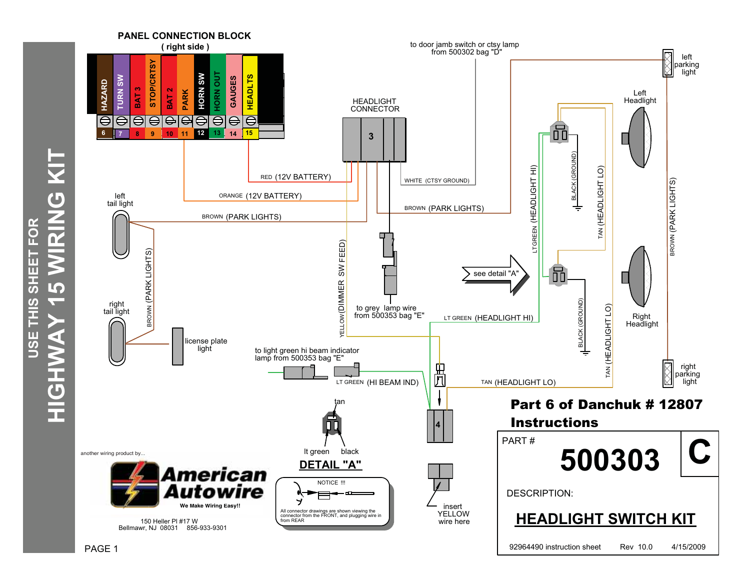USE THIS SHEET FOR

# HIGHWAY 15 WIRING KIT

## PANEL CONNECTION BLOCK
**( right side )**

| HAZARD | TURN SW | BAT 3 | STOP/CRTSY | BAT 2 | PARK | HORN SW | HORN OUT | GAUGES | HEADLTS |
|---|---|---|---|---|---|---|---|---|---|
| 6 | 7 | 8 | 9 | 10 | 11 | 12 | 13 | 14 | 15 |

HEADLIGHT CONNECTOR

3

RED (12V BATTERY)

ORANGE (12V BATTERY)

BROWN (PARK LIGHTS)

WHITE (CTSY GROUND)

BROWN (PARK LIGHTS)

to door jamb switch or ctsy lamp from 500302 bag "D"

left tail light

right tail light

BROWN (PARK LIGHTS)

license plate light

YELLOW(DIMMER SW FEED)

to grey lamp wire from 500353 bag "E"

to light green hi beam indicator lamp from 500353 bag "E"

LT GREEN (HI BEAM IND)

see detail "A"

LT GREEN (HEADLIGHT HI)

LTGREEN (HEADLIGHT HI)

BLACK (GROUND)

TAN (HEADLIGHT LO)

BLACK (GROUND)

TAN (HEADLIGHT LO)

TAN (HEADLIGHT LO)

BROWN (PARK LIGHTS)

left parking light

Left Headlight

Right Headlight

right parking light

4

insert YELLOW wire here

tan

lt green black

**DETAIL "A"**

NOTICE !!!

All connector drawings are shown viewing the connector from the FRONT, and plugging wire in from REAR

another wiring product by...

**American Autowire**

We Make Wiring Easy!!

150 Heller Pl #17 W
Bellmawr, NJ 08031 856-933-9301

PAGE 1

**Part 6 of Danchuk # 12807 Instructions**

PART # **500303** **C**

DESCRIPTION:

**HEADLIGHT SWITCH KIT**

92964490 instruction sheet Rev 10.0 4/15/2009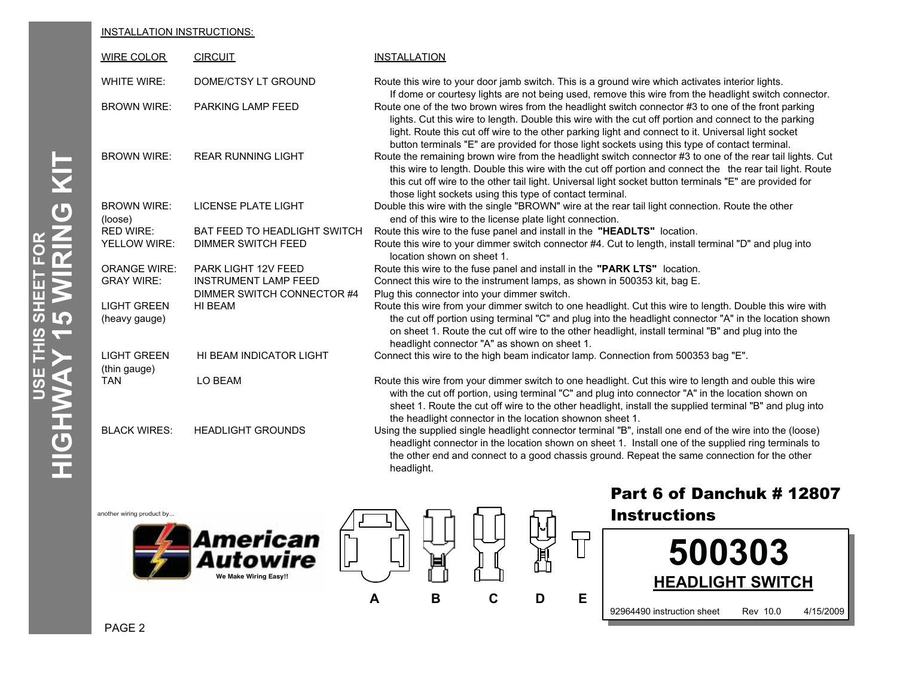## INSTALLATION INSTRUCTIONS:

| WIRE COLOR | CIRCUIT | INSTALLATION |
|---|---|---|
| WHITE WIRE: | DOME/CTSY LT GROUND | Route this wire to your door jamb switch. This is a ground wire which activates interior lights. If dome or courtesy lights are not being used, remove this wire from the headlight switch connector. |
| BROWN WIRE: | PARKING LAMP FEED | Route one of the two brown wires from the headlight switch connector #3 to one of the front parking lights. Cut this wire to length. Double this wire with the cut off portion and connect to the parking light. Route this cut off wire to the other parking light and connect to it. Universal light socket button terminals "E" are provided for those light sockets using this type of contact terminal. |
| BROWN WIRE: | REAR RUNNING LIGHT | Route the remaining brown wire from the headlight switch connector #3 to one of the rear tail lights. Cut this wire to length. Double this wire with the cut off portion and connect the the rear tail light. Route this cut off wire to the other tail light. Universal light socket button terminals "E" are provided for those light sockets using this type of contact terminal. |
| BROWN WIRE: (loose) | LICENSE PLATE LIGHT | Double this wire with the single "BROWN" wire at the rear tail light connection. Route the other end of this wire to the license plate light connection. |
| RED WIRE: | BAT FEED TO HEADLIGHT SWITCH | Route this wire to the fuse panel and install in the **"HEADLTS"** location. |
| YELLOW WIRE: | DIMMER SWITCH FEED | Route this wire to your dimmer switch connector #4. Cut to length, install terminal "D" and plug into location shown on sheet 1. |
| ORANGE WIRE: | PARK LIGHT 12V FEED | Route this wire to the fuse panel and install in the **"PARK LTS"** location. |
| GRAY WIRE: | INSTRUMENT LAMP FEED | Connect this wire to the instrument lamps, as shown in 500353 kit, bag E. |
| | DIMMER SWITCH CONNECTOR #4 | Plug this connector into your dimmer switch. |
| LIGHT GREEN (heavy gauge) | HI BEAM | Route this wire from your dimmer switch to one headlight. Cut this wire to length. Double this wire with the cut off portion using terminal "C" and plug into the headlight connector "A" in the location shown on sheet 1. Route the cut off wire to the other headlight, install terminal "B" and plug into the headlight connector "A" as shown on sheet 1. |
| LIGHT GREEN (thin gauge) | HI BEAM INDICATOR LIGHT | Connect this wire to the high beam indicator lamp. Connection from 500353 bag "E". |
| TAN | LO BEAM | Route this wire from your dimmer switch to one headlight. Cut this wire to length and ouble this wire with the cut off portion, using terminal "C" and plug into connector "A" in the location shown on sheet 1. Route the cut off wire to the other headlight, install the supplied terminal "B" and plug into the headlight connector in the location shownon sheet 1. |
| BLACK WIRES: | HEADLIGHT GROUNDS | Using the supplied single headlight connector terminal "B", install one end of the wire into the (loose) headlight connector in the location shown on sheet 1. Install one of the supplied ring terminals to the other end and connect to a good chassis ground. Repeat the same connection for the other headlight. |

another wiring product by...

**American Autowire** — We Make Wiring Easy!!

A B C D E

**Part 6 of Danchuk # 12807 Instructions**

# 500303

**HEADLIGHT SWITCH**

92964490 instruction sheet Rev 10.0 4/15/2009

USE THIS SHEET FOR **HIGHWAY 15 WIRING KIT**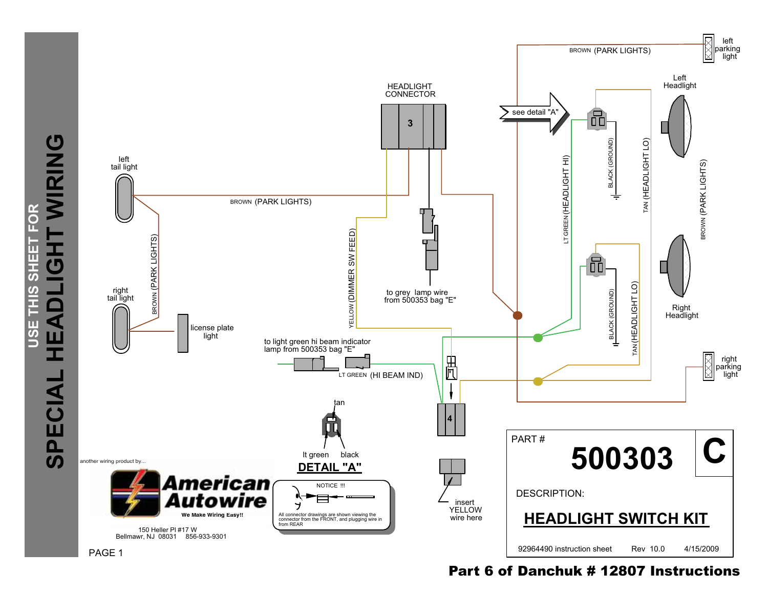# USE THIS SHEET FOR SPECIAL HEADLIGHT WIRING

HEADLIGHT CONNECTOR

3

see detail "A"

BROWN (PARK LIGHTS)

left parking light

Left Headlight

left tail light

BROWN (PARK LIGHTS)

LT GREEN (HEADLIGHT HI)

BLACK (GROUND)

TAN (HEADLIGHT LO)

BROWN (PARK LIGHTS)

BROWN (PARK LIGHTS)

YELLOW (DIMMER SW FEED)

to grey lamp wire from 500353 bag "E"

right tail light

Right Headlight

BLACK (GROUND)

TAN (HEADLIGHT LO)

license plate light

to light green hi beam indicator lamp from 500353 bag "E"

LT GREEN (HI BEAM IND)

right parking light

4

tan

lt green black

**DETAIL "A"**

insert YELLOW wire here

another wiring product by...

**American Autowire**

We Make Wiring Easy!!

150 Heller Pl #17 W
Bellmawr, NJ 08031 856-933-9301

NOTICE !!!

All connector drawings are shown viewing the connector from the FRONT, and plugging wire in from REAR

PART # **500303** **C**

DESCRIPTION:

**HEADLIGHT SWITCH KIT**

92964490 instruction sheet Rev 10.0 4/15/2009

PAGE 1

**Part 6 of Danchuk # 12807 Instructions**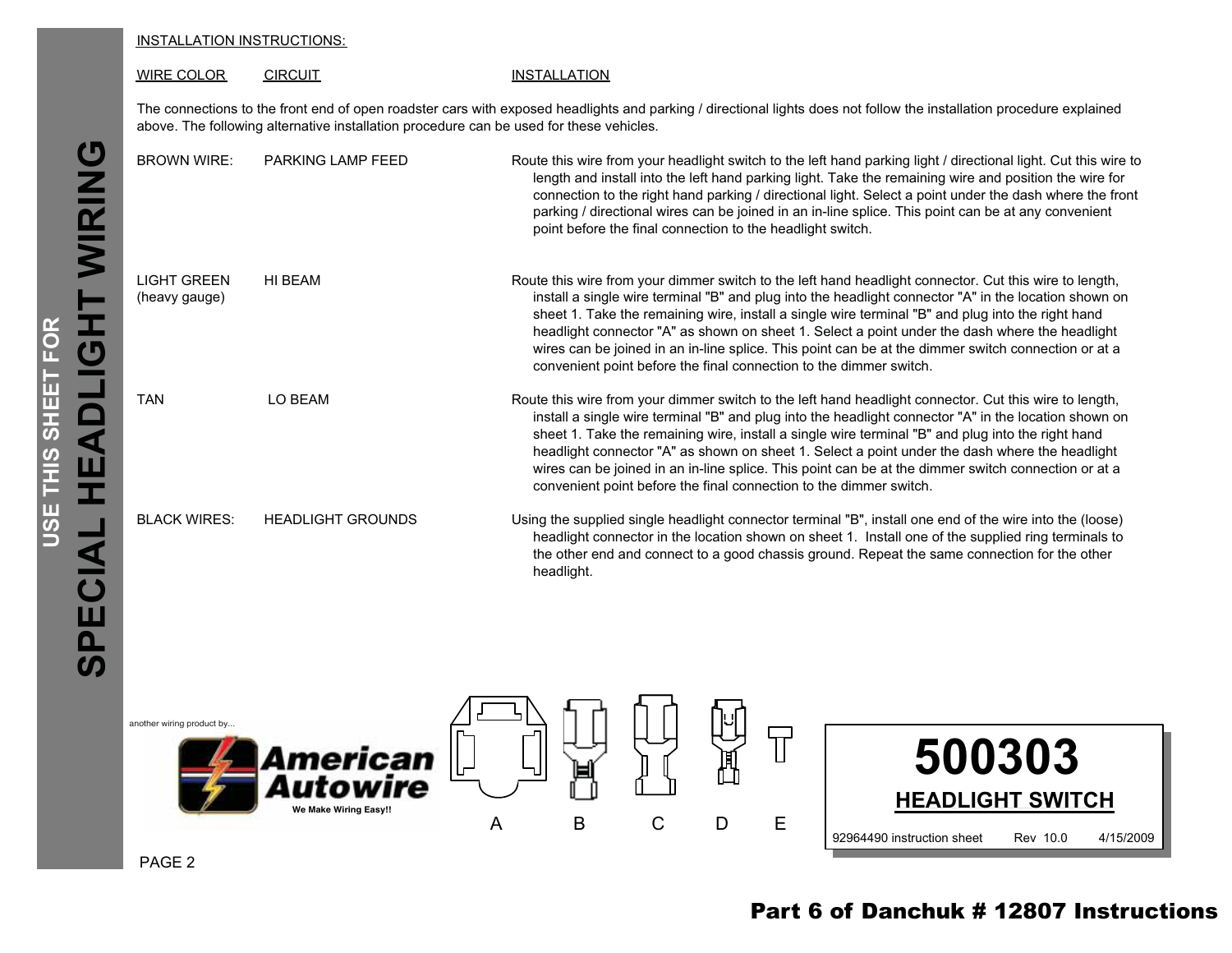# SPECIAL HEADLIGHT WIRING

USE THIS SHEET FOR

INSTALLATION INSTRUCTIONS:

| WIRE COLOR | CIRCUIT | INSTALLATION |
|---|---|---|

The connections to the front end of open roadster cars with exposed headlights and parking / directional lights does not follow the installation procedure explained above. The following alternative installation procedure can be used for these vehicles.

| | | |
|---|---|---|
| BROWN WIRE: | PARKING LAMP FEED | Route this wire from your headlight switch to the left hand parking light / directional light. Cut this wire to length and install into the left hand parking light. Take the remaining wire and position the wire for connection to the right hand parking / directional light. Select a point under the dash where the front parking / directional wires can be joined in an in-line splice. This point can be at any convenient point before the final connection to the headlight switch. |
| LIGHT GREEN (heavy gauge) | HI BEAM | Route this wire from your dimmer switch to the left hand headlight connector. Cut this wire to length, install a single wire terminal "B" and plug into the headlight connector "A" in the location shown on sheet 1. Take the remaining wire, install a single wire terminal "B" and plug into the right hand headlight connector "A" as shown on sheet 1. Select a point under the dash where the headlight wires can be joined in an in-line splice. This point can be at the dimmer switch connection or at a convenient point before the final connection to the dimmer switch. |
| TAN | LO BEAM | Route this wire from your dimmer switch to the left hand headlight connector. Cut this wire to length, install a single wire terminal "B" and plug into the headlight connector "A" in the location shown on sheet 1. Take the remaining wire, install a single wire terminal "B" and plug into the right hand headlight connector "A" as shown on sheet 1. Select a point under the dash where the headlight wires can be joined in an in-line splice. This point can be at the dimmer switch connection or at a convenient point before the final connection to the dimmer switch. |
| BLACK WIRES: | HEADLIGHT GROUNDS | Using the supplied single headlight connector terminal "B", install one end of the wire into the (loose) headlight connector in the location shown on sheet 1. Install one of the supplied ring terminals to the other end and connect to a good chassis ground. Repeat the same connection for the other headlight. |

another wiring product by...

American Autowire

We Make Wiring Easy!!

A B C D E

**500303**

**HEADLIGHT SWITCH**

92964490 instruction sheet Rev 10.0 4/15/2009

**Part 6 of Danchuk # 12807 Instructions**